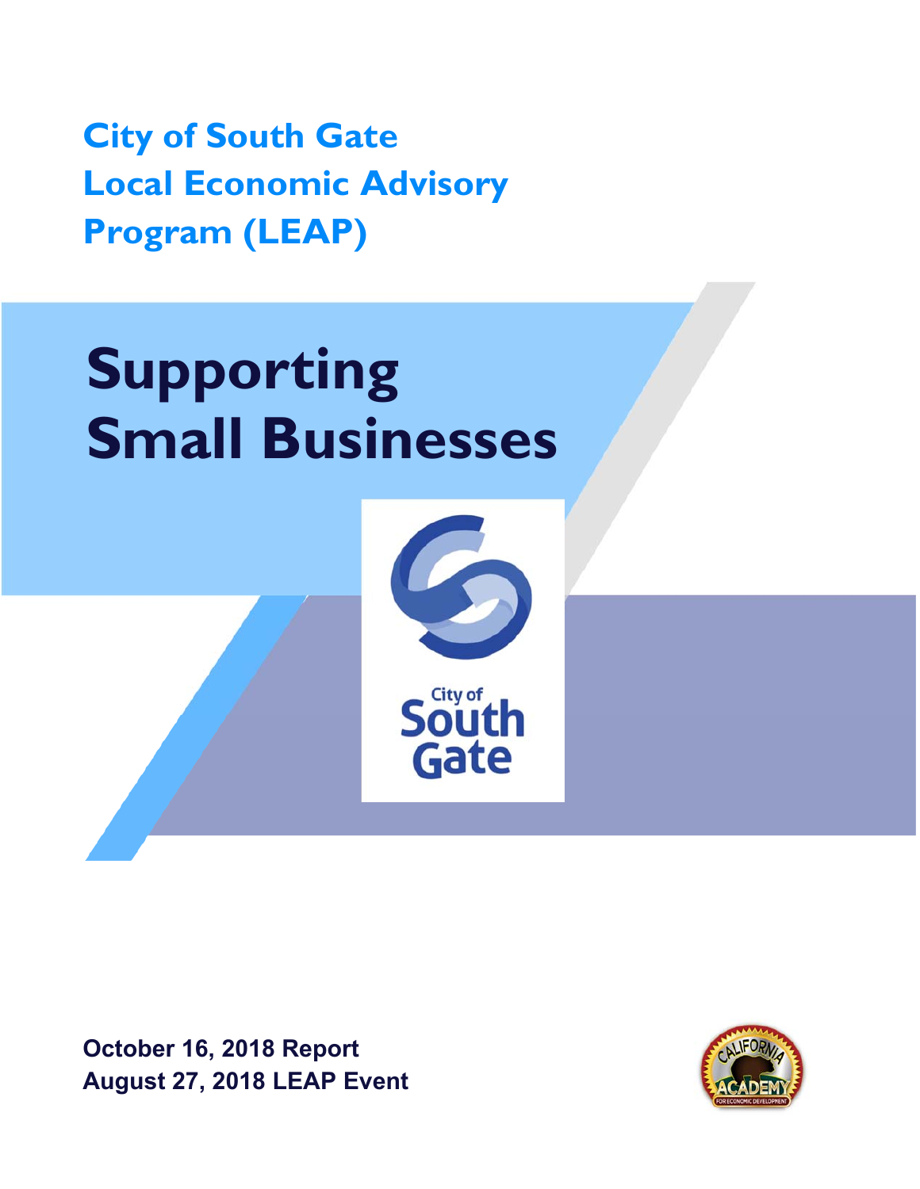# City of South Gate Local Economic Advisory Program (LEAP)

# Supporting Small Businesses

**October 16, 2018 Report**
**August 27, 2018 LEAP Event**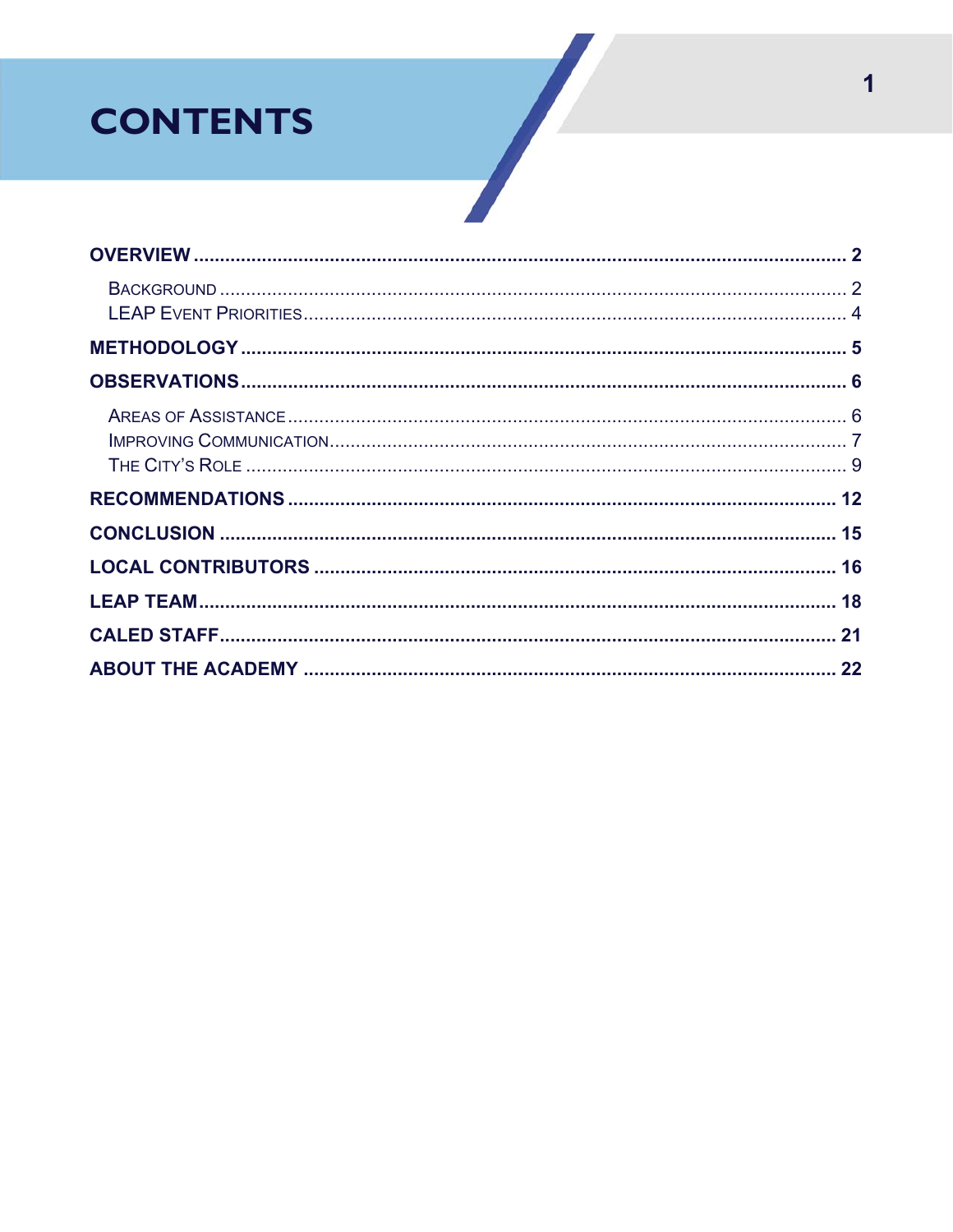# CONTENTS

**OVERVIEW** ..... **2**

- Background ..... 2
- LEAP Event Priorities ..... 4

**METHODOLOGY** ..... **5**

**OBSERVATIONS** ..... **6**

- Areas of Assistance ..... 6
- Improving Communication ..... 7
- The City's Role ..... 9

**RECOMMENDATIONS** ..... **12**

**CONCLUSION** ..... **15**

**LOCAL CONTRIBUTORS** ..... **16**

**LEAP TEAM** ..... **18**

**CALED STAFF** ..... **21**

**ABOUT THE ACADEMY** ..... **22**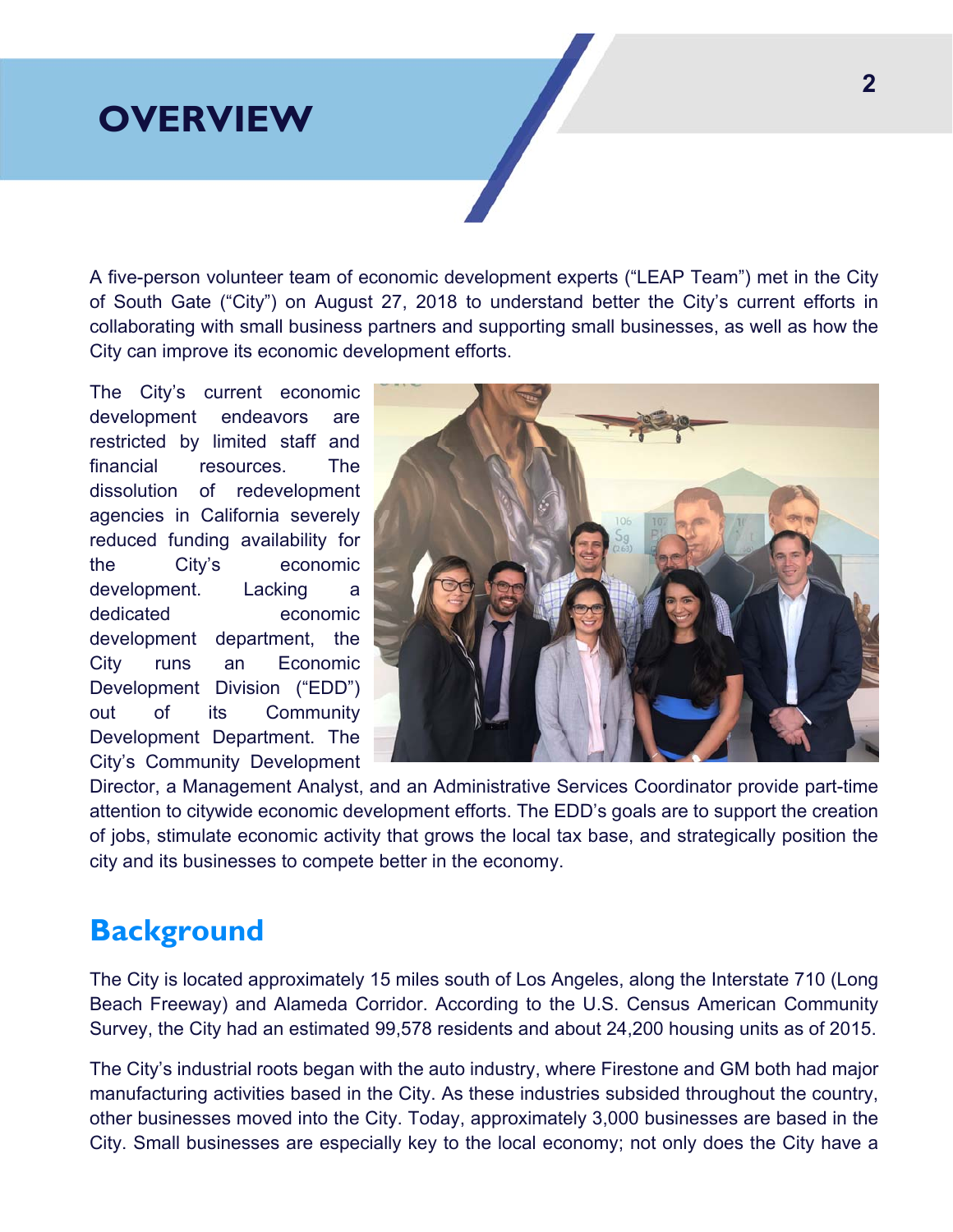# OVERVIEW

A five-person volunteer team of economic development experts ("LEAP Team") met in the City of South Gate ("City") on August 27, 2018 to understand better the City's current efforts in collaborating with small business partners and supporting small businesses, as well as how the City can improve its economic development efforts.

The City's current economic development endeavors are restricted by limited staff and financial resources. The dissolution of redevelopment agencies in California severely reduced funding availability for the City's economic development. Lacking a dedicated economic development department, the City runs an Economic Development Division ("EDD") out of its Community Development Department. The City's Community Development Director, a Management Analyst, and an Administrative Services Coordinator provide part-time attention to citywide economic development efforts. The EDD's goals are to support the creation of jobs, stimulate economic activity that grows the local tax base, and strategically position the city and its businesses to compete better in the economy.

## Background

The City is located approximately 15 miles south of Los Angeles, along the Interstate 710 (Long Beach Freeway) and Alameda Corridor. According to the U.S. Census American Community Survey, the City had an estimated 99,578 residents and about 24,200 housing units as of 2015.

The City's industrial roots began with the auto industry, where Firestone and GM both had major manufacturing activities based in the City. As these industries subsided throughout the country, other businesses moved into the City. Today, approximately 3,000 businesses are based in the City. Small businesses are especially key to the local economy; not only does the City have a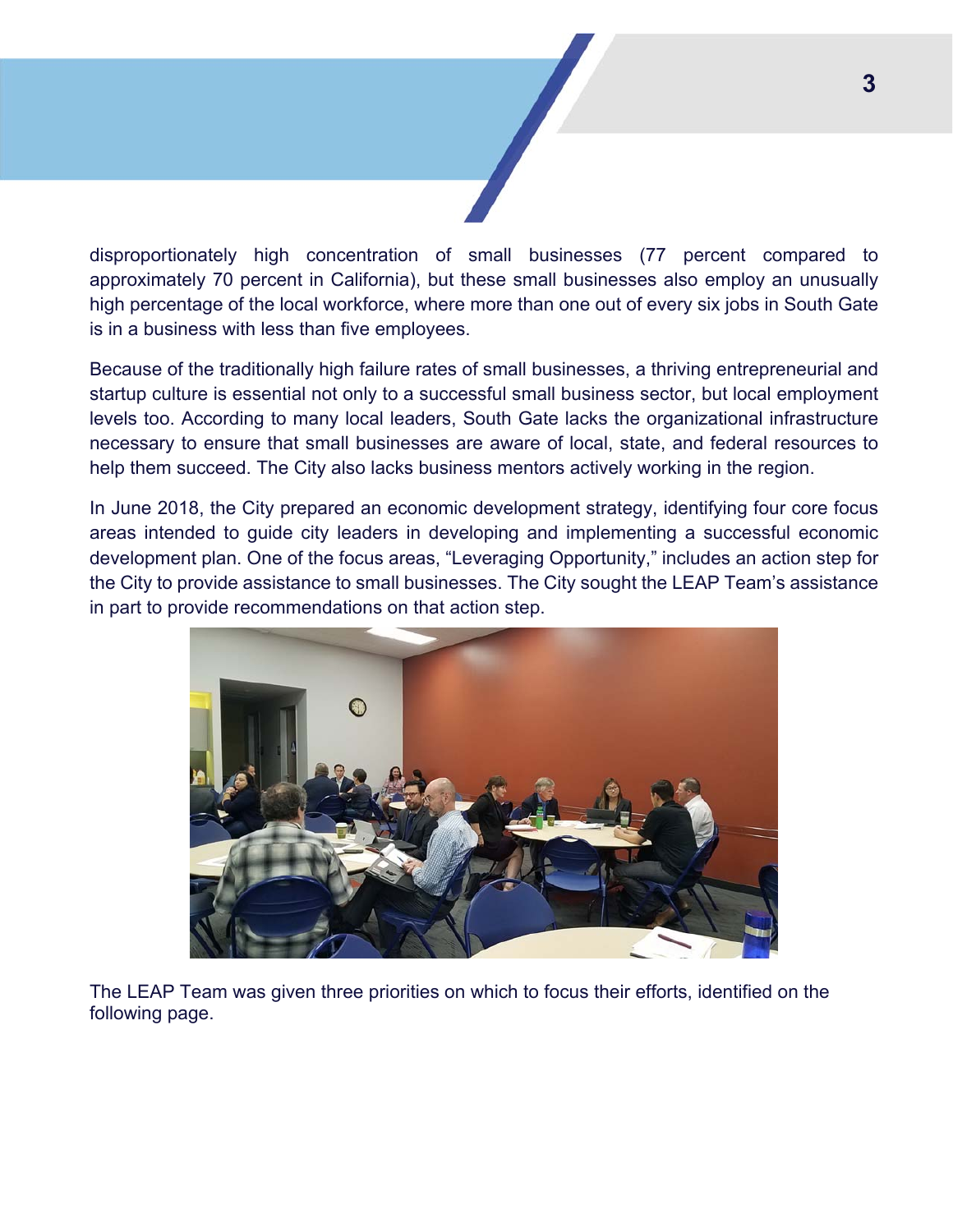disproportionately high concentration of small businesses (77 percent compared to approximately 70 percent in California), but these small businesses also employ an unusually high percentage of the local workforce, where more than one out of every six jobs in South Gate is in a business with less than five employees.

Because of the traditionally high failure rates of small businesses, a thriving entrepreneurial and startup culture is essential not only to a successful small business sector, but local employment levels too. According to many local leaders, South Gate lacks the organizational infrastructure necessary to ensure that small businesses are aware of local, state, and federal resources to help them succeed. The City also lacks business mentors actively working in the region.

In June 2018, the City prepared an economic development strategy, identifying four core focus areas intended to guide city leaders in developing and implementing a successful economic development plan. One of the focus areas, "Leveraging Opportunity," includes an action step for the City to provide assistance to small businesses. The City sought the LEAP Team's assistance in part to provide recommendations on that action step.

The LEAP Team was given three priorities on which to focus their efforts, identified on the following page.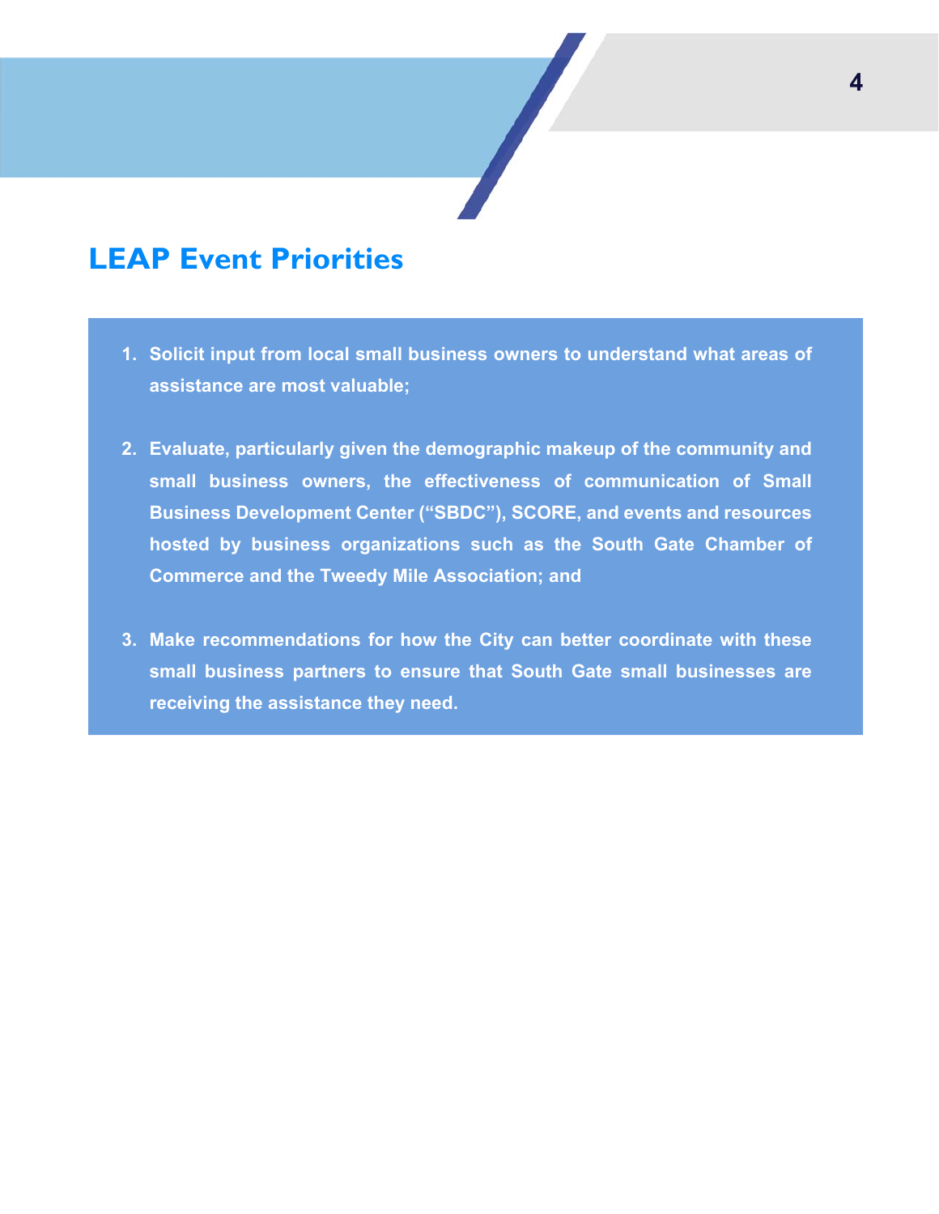## LEAP Event Priorities

1. **Solicit input from local small business owners to understand what areas of assistance are most valuable;**

2. **Evaluate, particularly given the demographic makeup of the community and small business owners, the effectiveness of communication of Small Business Development Center ("SBDC"), SCORE, and events and resources hosted by business organizations such as the South Gate Chamber of Commerce and the Tweedy Mile Association; and**

3. **Make recommendations for how the City can better coordinate with these small business partners to ensure that South Gate small businesses are receiving the assistance they need.**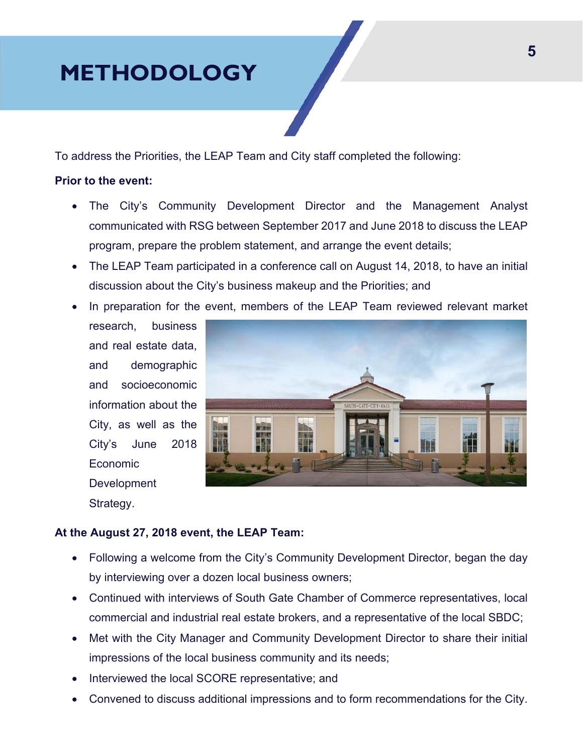# METHODOLOGY

To address the Priorities, the LEAP Team and City staff completed the following:

**Prior to the event:**

- The City's Community Development Director and the Management Analyst communicated with RSG between September 2017 and June 2018 to discuss the LEAP program, prepare the problem statement, and arrange the event details;
- The LEAP Team participated in a conference call on August 14, 2018, to have an initial discussion about the City's business makeup and the Priorities; and
- In preparation for the event, members of the LEAP Team reviewed relevant market research, business and real estate data, and demographic and socioeconomic information about the City, as well as the City's June 2018 Economic Development Strategy.

**At the August 27, 2018 event, the LEAP Team:**

- Following a welcome from the City's Community Development Director, began the day by interviewing over a dozen local business owners;
- Continued with interviews of South Gate Chamber of Commerce representatives, local commercial and industrial real estate brokers, and a representative of the local SBDC;
- Met with the City Manager and Community Development Director to share their initial impressions of the local business community and its needs;
- Interviewed the local SCORE representative; and
- Convened to discuss additional impressions and to form recommendations for the City.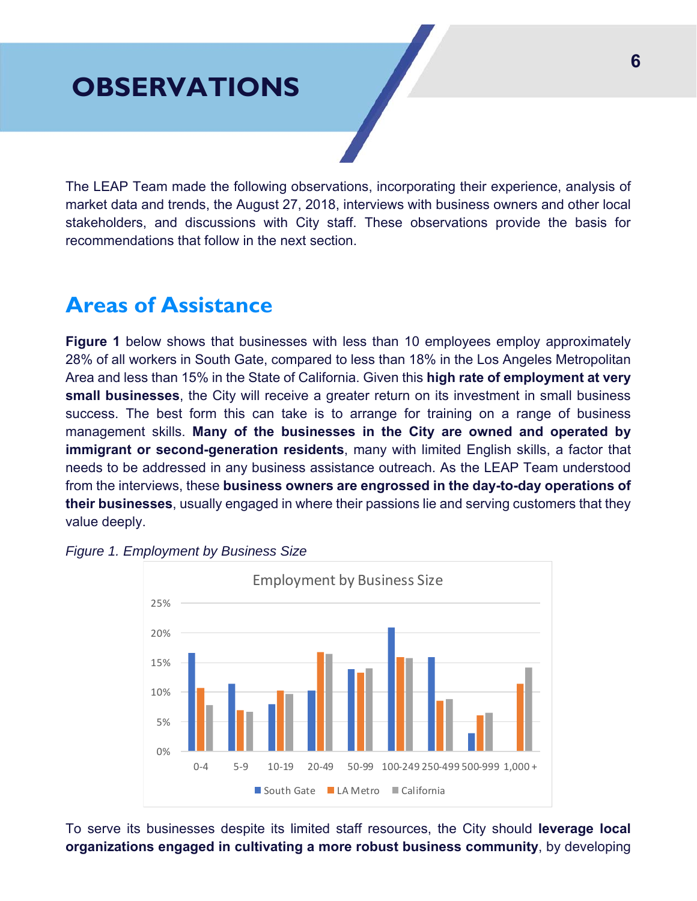# OBSERVATIONS

The LEAP Team made the following observations, incorporating their experience, analysis of market data and trends, the August 27, 2018, interviews with business owners and other local stakeholders, and discussions with City staff. These observations provide the basis for recommendations that follow in the next section.

## Areas of Assistance

**Figure 1** below shows that businesses with less than 10 employees employ approximately 28% of all workers in South Gate, compared to less than 18% in the Los Angeles Metropolitan Area and less than 15% in the State of California. Given this **high rate of employment at very small businesses**, the City will receive a greater return on its investment in small business success. The best form this can take is to arrange for training on a range of business management skills. **Many of the businesses in the City are owned and operated by immigrant or second-generation residents**, many with limited English skills, a factor that needs to be addressed in any business assistance outreach. As the LEAP Team understood from the interviews, these **business owners are engrossed in the day-to-day operations of their businesses**, usually engaged in where their passions lie and serving customers that they value deeply.

*Figure 1. Employment by Business Size*

Employment by Business Size

(Bar chart; y-axis 0%–25%; categories: 0-4, 5-9, 10-19, 20-49, 50-99, 100-249, 250-499, 500-999, 1,000+; series: South Gate, LA Metro, California)

To serve its businesses despite its limited staff resources, the City should **leverage local organizations engaged in cultivating a more robust business community**, by developing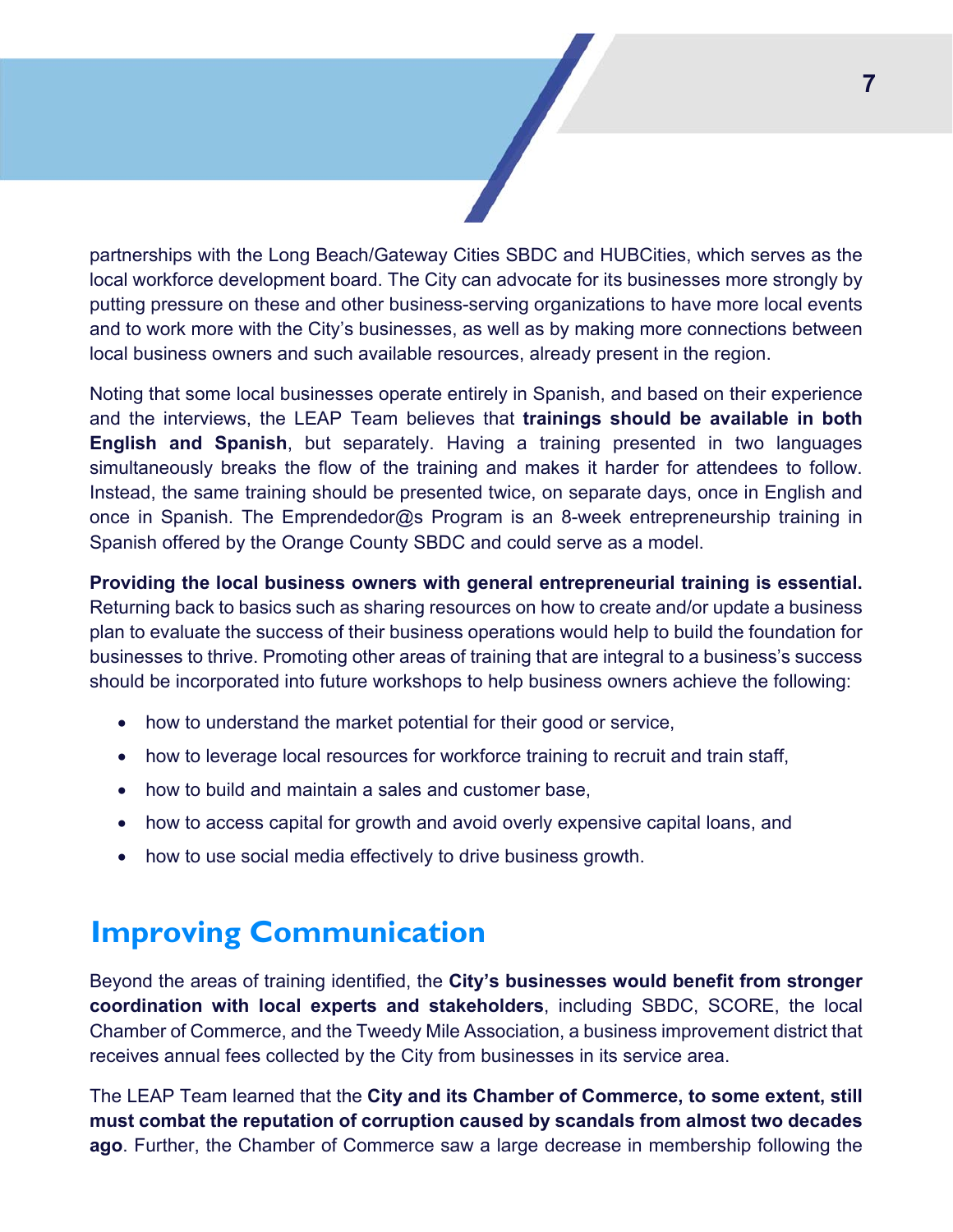partnerships with the Long Beach/Gateway Cities SBDC and HUBCities, which serves as the local workforce development board. The City can advocate for its businesses more strongly by putting pressure on these and other business-serving organizations to have more local events and to work more with the City's businesses, as well as by making more connections between local business owners and such available resources, already present in the region.

Noting that some local businesses operate entirely in Spanish, and based on their experience and the interviews, the LEAP Team believes that **trainings should be available in both English and Spanish**, but separately. Having a training presented in two languages simultaneously breaks the flow of the training and makes it harder for attendees to follow. Instead, the same training should be presented twice, on separate days, once in English and once in Spanish. The Emprendedor@s Program is an 8-week entrepreneurship training in Spanish offered by the Orange County SBDC and could serve as a model.

**Providing the local business owners with general entrepreneurial training is essential.** Returning back to basics such as sharing resources on how to create and/or update a business plan to evaluate the success of their business operations would help to build the foundation for businesses to thrive. Promoting other areas of training that are integral to a business's success should be incorporated into future workshops to help business owners achieve the following:

- how to understand the market potential for their good or service,
- how to leverage local resources for workforce training to recruit and train staff,
- how to build and maintain a sales and customer base,
- how to access capital for growth and avoid overly expensive capital loans, and
- how to use social media effectively to drive business growth.

## Improving Communication

Beyond the areas of training identified, the **City's businesses would benefit from stronger coordination with local experts and stakeholders**, including SBDC, SCORE, the local Chamber of Commerce, and the Tweedy Mile Association, a business improvement district that receives annual fees collected by the City from businesses in its service area.

The LEAP Team learned that the **City and its Chamber of Commerce, to some extent, still must combat the reputation of corruption caused by scandals from almost two decades ago**. Further, the Chamber of Commerce saw a large decrease in membership following the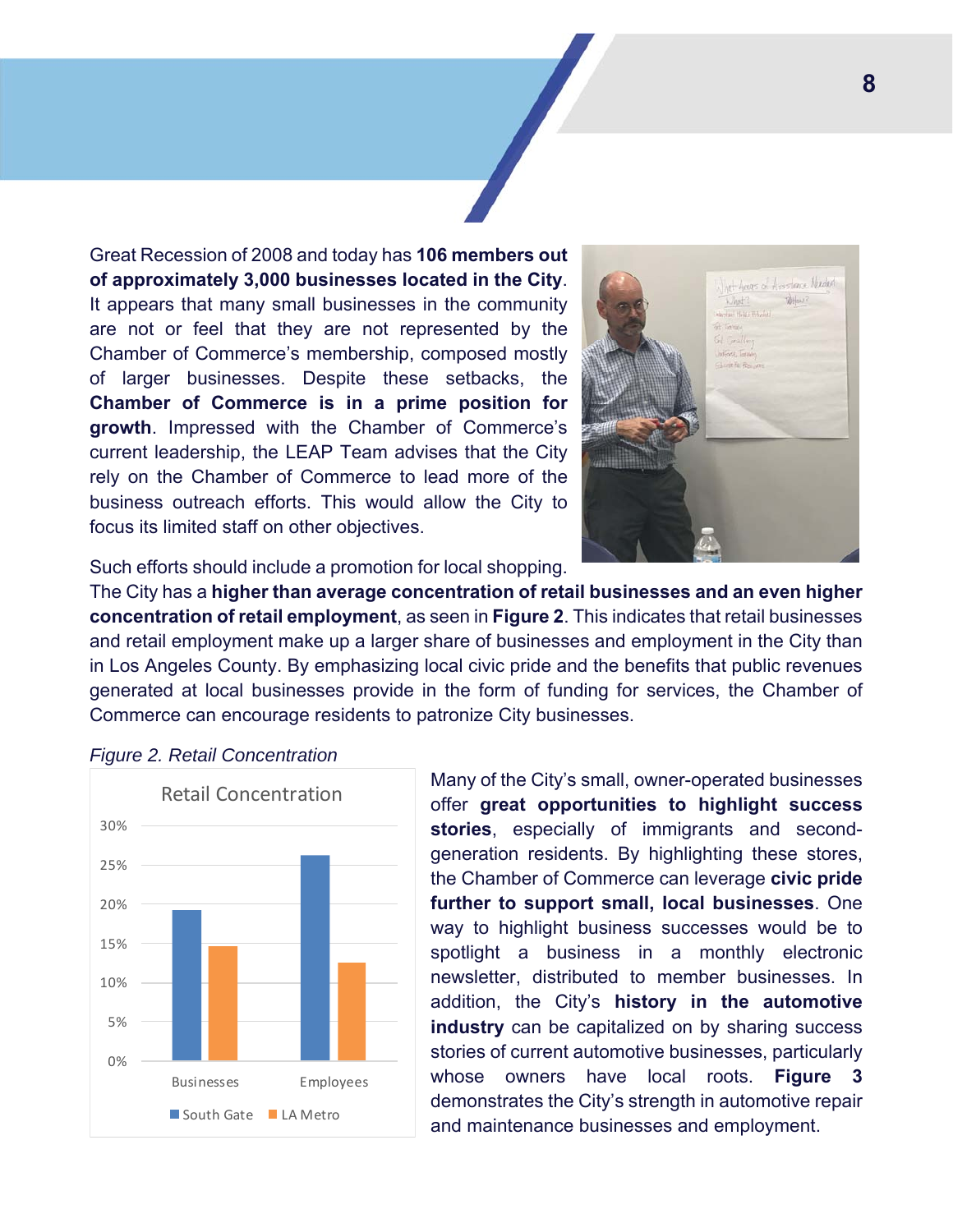Great Recession of 2008 and today has **106 members out of approximately 3,000 businesses located in the City**. It appears that many small businesses in the community are not or feel that they are not represented by the Chamber of Commerce's membership, composed mostly of larger businesses. Despite these setbacks, the **Chamber of Commerce is in a prime position for growth**. Impressed with the Chamber of Commerce's current leadership, the LEAP Team advises that the City rely on the Chamber of Commerce to lead more of the business outreach efforts. This would allow the City to focus its limited staff on other objectives.

Such efforts should include a promotion for local shopping. The City has a **higher than average concentration of retail businesses and an even higher concentration of retail employment**, as seen in **Figure 2**. This indicates that retail businesses and retail employment make up a larger share of businesses and employment in the City than in Los Angeles County. By emphasizing local civic pride and the benefits that public revenues generated at local businesses provide in the form of funding for services, the Chamber of Commerce can encourage residents to patronize City businesses.

*Figure 2. Retail Concentration*

Retail Concentration

| | South Gate | LA Metro |
| --- | --- | --- |
| Businesses | ~19% | ~14.5% |
| Employees | ~26% | ~12.5% |

Many of the City's small, owner-operated businesses offer **great opportunities to highlight success stories**, especially of immigrants and second-generation residents. By highlighting these stores, the Chamber of Commerce can leverage **civic pride further to support small, local businesses**. One way to highlight business successes would be to spotlight a business in a monthly electronic newsletter, distributed to member businesses. In addition, the City's **history in the automotive industry** can be capitalized on by sharing success stories of current automotive businesses, particularly whose owners have local roots. **Figure 3** demonstrates the City's strength in automotive repair and maintenance businesses and employment.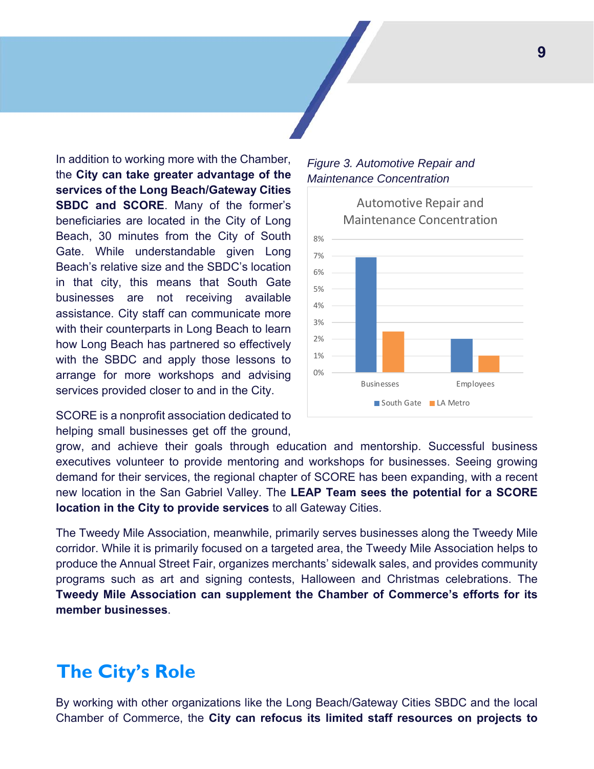In addition to working more with the Chamber, the **City can take greater advantage of the services of the Long Beach/Gateway Cities SBDC and SCORE**. Many of the former's beneficiaries are located in the City of Long Beach, 30 minutes from the City of South Gate. While understandable given Long Beach's relative size and the SBDC's location in that city, this means that South Gate businesses are not receiving available assistance. City staff can communicate more with their counterparts in Long Beach to learn how Long Beach has partnered so effectively with the SBDC and apply those lessons to arrange for more workshops and advising services provided closer to and in the City.

*Figure 3. Automotive Repair and Maintenance Concentration*

SCORE is a nonprofit association dedicated to helping small businesses get off the ground, grow, and achieve their goals through education and mentorship. Successful business executives volunteer to provide mentoring and workshops for businesses. Seeing growing demand for their services, the regional chapter of SCORE has been expanding, with a recent new location in the San Gabriel Valley. The **LEAP Team sees the potential for a SCORE location in the City to provide services** to all Gateway Cities.

The Tweedy Mile Association, meanwhile, primarily serves businesses along the Tweedy Mile corridor. While it is primarily focused on a targeted area, the Tweedy Mile Association helps to produce the Annual Street Fair, organizes merchants' sidewalk sales, and provides community programs such as art and signing contests, Halloween and Christmas celebrations. The **Tweedy Mile Association can supplement the Chamber of Commerce's efforts for its member businesses**.

## The City's Role

By working with other organizations like the Long Beach/Gateway Cities SBDC and the local Chamber of Commerce, the **City can refocus its limited staff resources on projects to**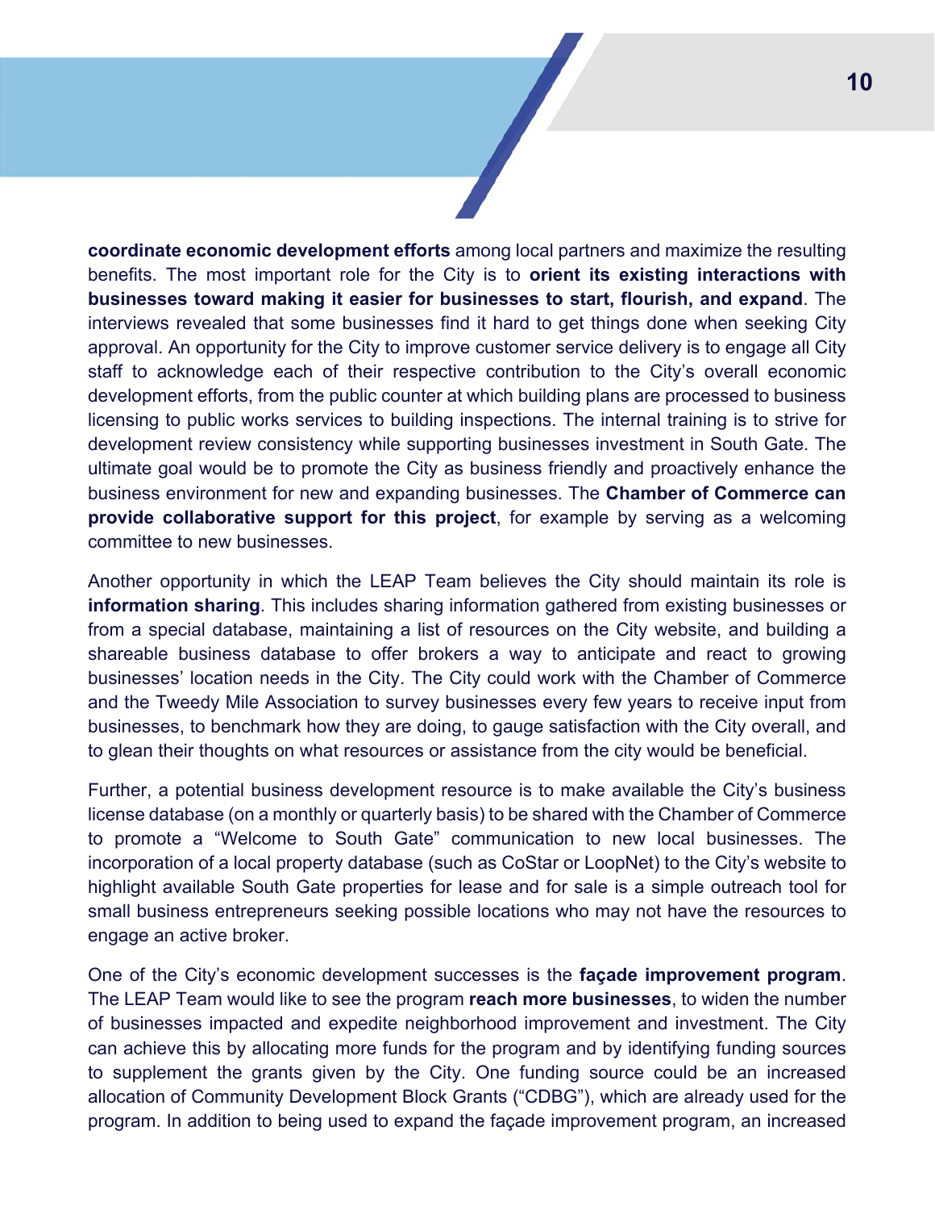**coordinate economic development efforts** among local partners and maximize the resulting benefits. The most important role for the City is to **orient its existing interactions with businesses toward making it easier for businesses to start, flourish, and expand**. The interviews revealed that some businesses find it hard to get things done when seeking City approval. An opportunity for the City to improve customer service delivery is to engage all City staff to acknowledge each of their respective contribution to the City's overall economic development efforts, from the public counter at which building plans are processed to business licensing to public works services to building inspections. The internal training is to strive for development review consistency while supporting businesses investment in South Gate. The ultimate goal would be to promote the City as business friendly and proactively enhance the business environment for new and expanding businesses. The **Chamber of Commerce can provide collaborative support for this project**, for example by serving as a welcoming committee to new businesses.

Another opportunity in which the LEAP Team believes the City should maintain its role is **information sharing**. This includes sharing information gathered from existing businesses or from a special database, maintaining a list of resources on the City website, and building a shareable business database to offer brokers a way to anticipate and react to growing businesses' location needs in the City. The City could work with the Chamber of Commerce and the Tweedy Mile Association to survey businesses every few years to receive input from businesses, to benchmark how they are doing, to gauge satisfaction with the City overall, and to glean their thoughts on what resources or assistance from the city would be beneficial.

Further, a potential business development resource is to make available the City's business license database (on a monthly or quarterly basis) to be shared with the Chamber of Commerce to promote a "Welcome to South Gate" communication to new local businesses. The incorporation of a local property database (such as CoStar or LoopNet) to the City's website to highlight available South Gate properties for lease and for sale is a simple outreach tool for small business entrepreneurs seeking possible locations who may not have the resources to engage an active broker.

One of the City's economic development successes is the **façade improvement program**. The LEAP Team would like to see the program **reach more businesses**, to widen the number of businesses impacted and expedite neighborhood improvement and investment. The City can achieve this by allocating more funds for the program and by identifying funding sources to supplement the grants given by the City. One funding source could be an increased allocation of Community Development Block Grants ("CDBG"), which are already used for the program. In addition to being used to expand the façade improvement program, an increased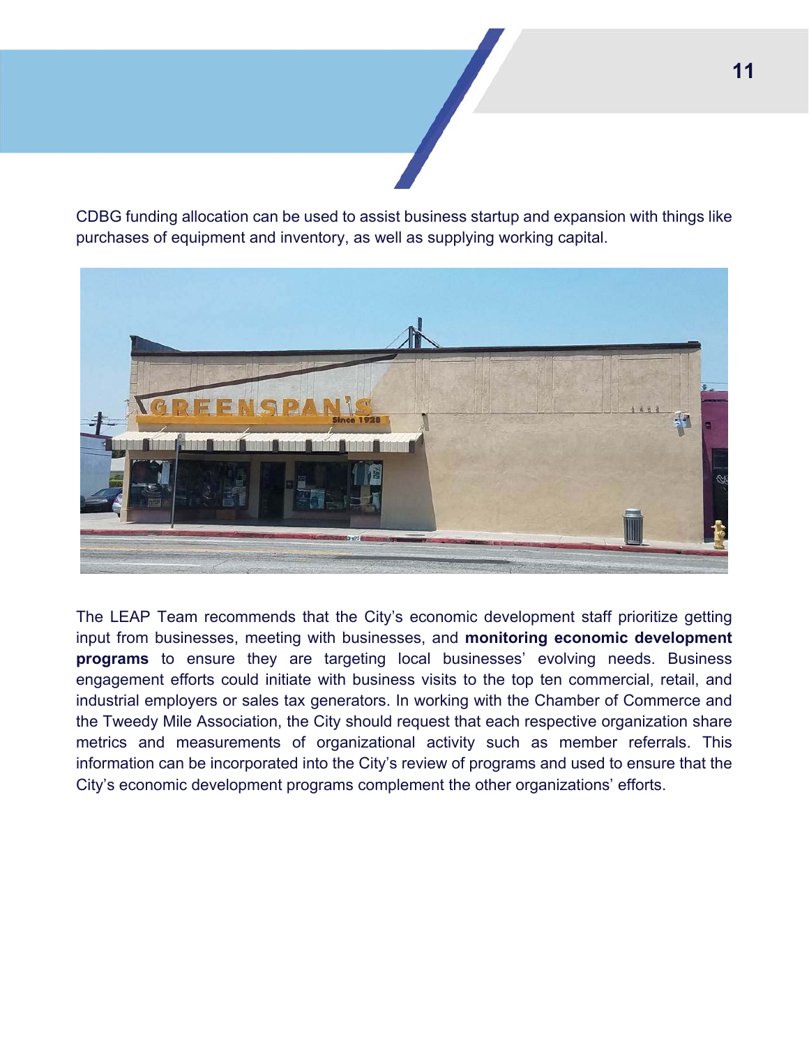CDBG funding allocation can be used to assist business startup and expansion with things like purchases of equipment and inventory, as well as supplying working capital.

The LEAP Team recommends that the City's economic development staff prioritize getting input from businesses, meeting with businesses, and **monitoring economic development programs** to ensure they are targeting local businesses' evolving needs. Business engagement efforts could initiate with business visits to the top ten commercial, retail, and industrial employers or sales tax generators. In working with the Chamber of Commerce and the Tweedy Mile Association, the City should request that each respective organization share metrics and measurements of organizational activity such as member referrals. This information can be incorporated into the City's review of programs and used to ensure that the City's economic development programs complement the other organizations' efforts.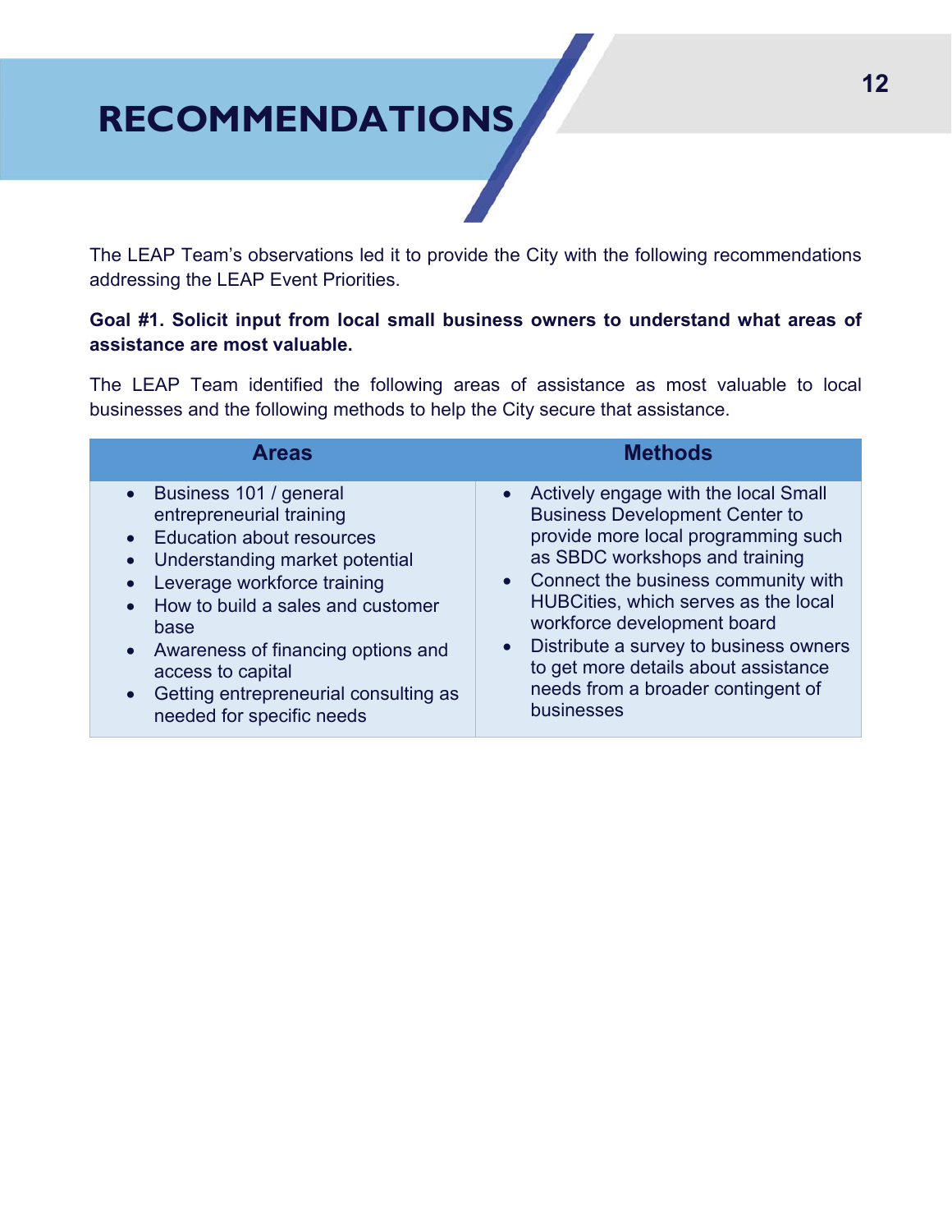# RECOMMENDATIONS

The LEAP Team's observations led it to provide the City with the following recommendations addressing the LEAP Event Priorities.

**Goal #1. Solicit input from local small business owners to understand what areas of assistance are most valuable.**

The LEAP Team identified the following areas of assistance as most valuable to local businesses and the following methods to help the City secure that assistance.

| Areas | Methods |
|---|---|
| • Business 101 / general entrepreneurial training<br>• Education about resources<br>• Understanding market potential<br>• Leverage workforce training<br>• How to build a sales and customer base<br>• Awareness of financing options and access to capital<br>• Getting entrepreneurial consulting as needed for specific needs | • Actively engage with the local Small Business Development Center to provide more local programming such as SBDC workshops and training<br>• Connect the business community with HUBCities, which serves as the local workforce development board<br>• Distribute a survey to business owners to get more details about assistance needs from a broader contingent of businesses |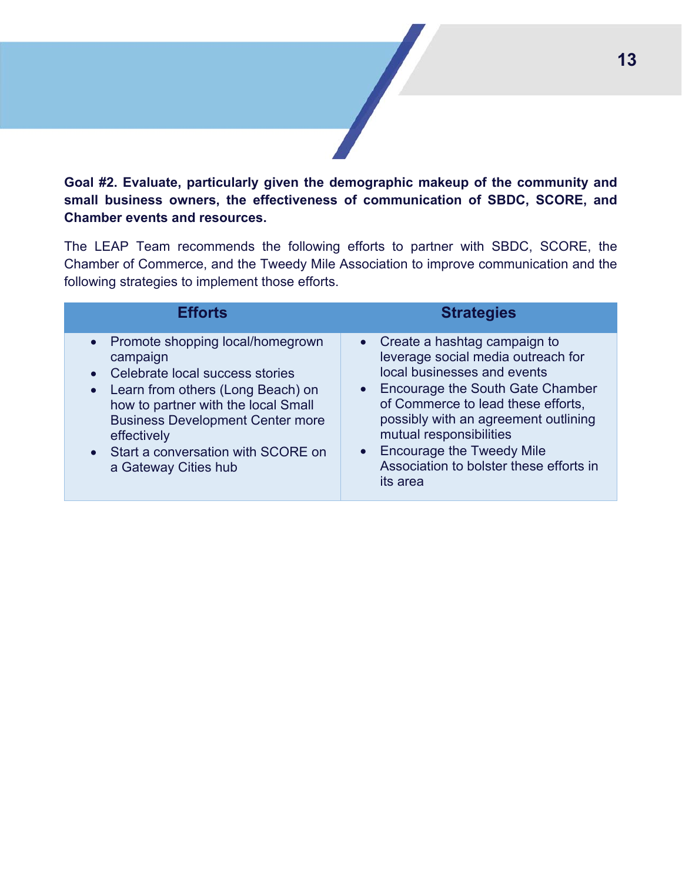**Goal #2. Evaluate, particularly given the demographic makeup of the community and small business owners, the effectiveness of communication of SBDC, SCORE, and Chamber events and resources.**

The LEAP Team recommends the following efforts to partner with SBDC, SCORE, the Chamber of Commerce, and the Tweedy Mile Association to improve communication and the following strategies to implement those efforts.

| Efforts | Strategies |
| --- | --- |
| • Promote shopping local/homegrown campaign<br>• Celebrate local success stories<br>• Learn from others (Long Beach) on how to partner with the local Small Business Development Center more effectively<br>• Start a conversation with SCORE on a Gateway Cities hub | • Create a hashtag campaign to leverage social media outreach for local businesses and events<br>• Encourage the South Gate Chamber of Commerce to lead these efforts, possibly with an agreement outlining mutual responsibilities<br>• Encourage the Tweedy Mile Association to bolster these efforts in its area |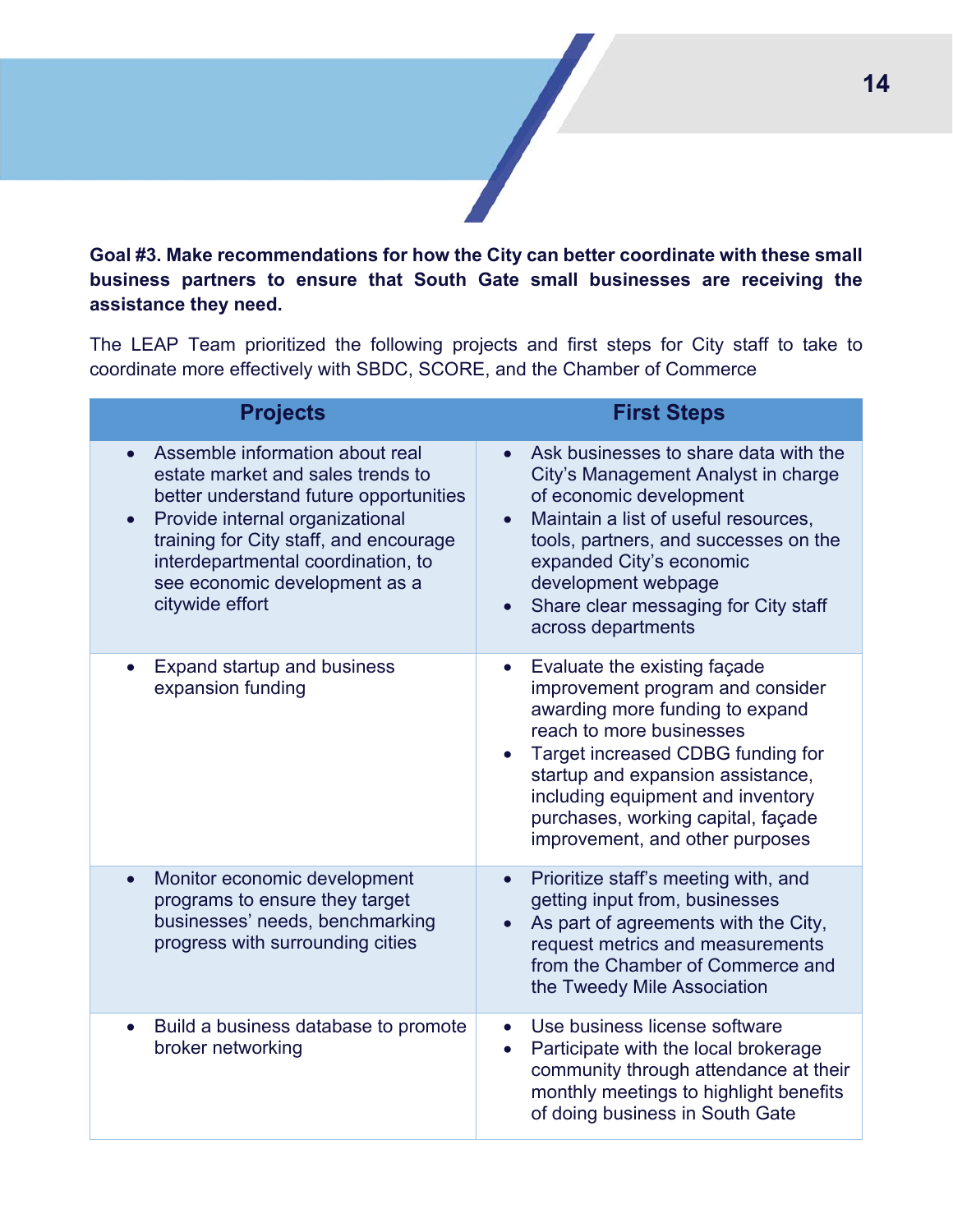**Goal #3. Make recommendations for how the City can better coordinate with these small business partners to ensure that South Gate small businesses are receiving the assistance they need.**

The LEAP Team prioritized the following projects and first steps for City staff to take to coordinate more effectively with SBDC, SCORE, and the Chamber of Commerce

| Projects | First Steps |
|---|---|
| • Assemble information about real estate market and sales trends to better understand future opportunities<br>• Provide internal organizational training for City staff, and encourage interdepartmental coordination, to see economic development as a citywide effort | • Ask businesses to share data with the City's Management Analyst in charge of economic development<br>• Maintain a list of useful resources, tools, partners, and successes on the expanded City's economic development webpage<br>• Share clear messaging for City staff across departments |
| • Expand startup and business expansion funding | • Evaluate the existing façade improvement program and consider awarding more funding to expand reach to more businesses<br>• Target increased CDBG funding for startup and expansion assistance, including equipment and inventory purchases, working capital, façade improvement, and other purposes |
| • Monitor economic development programs to ensure they target businesses' needs, benchmarking progress with surrounding cities | • Prioritize staff's meeting with, and getting input from, businesses<br>• As part of agreements with the City, request metrics and measurements from the Chamber of Commerce and the Tweedy Mile Association |
| • Build a business database to promote broker networking | • Use business license software<br>• Participate with the local brokerage community through attendance at their monthly meetings to highlight benefits of doing business in South Gate |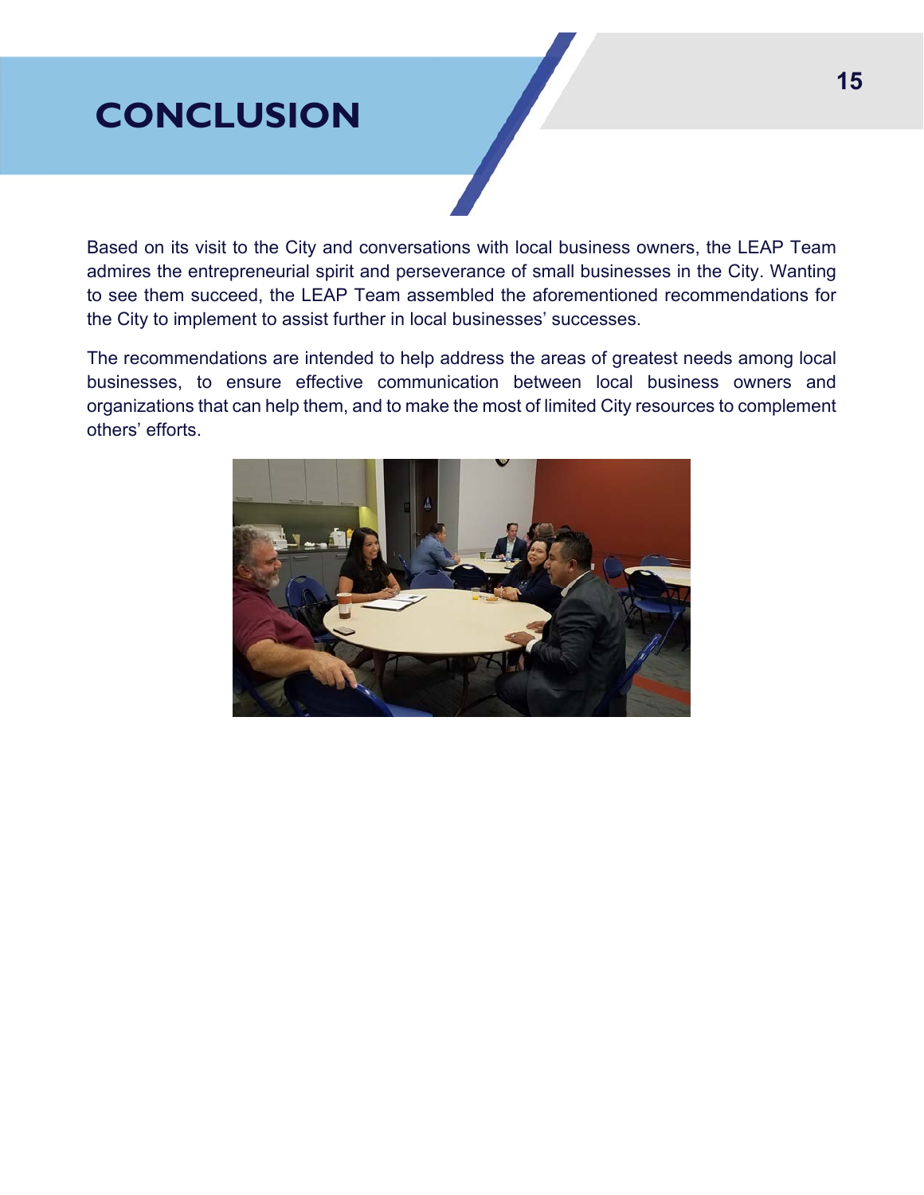# CONCLUSION

Based on its visit to the City and conversations with local business owners, the LEAP Team admires the entrepreneurial spirit and perseverance of small businesses in the City. Wanting to see them succeed, the LEAP Team assembled the aforementioned recommendations for the City to implement to assist further in local businesses' successes.

The recommendations are intended to help address the areas of greatest needs among local businesses, to ensure effective communication between local business owners and organizations that can help them, and to make the most of limited City resources to complement others' efforts.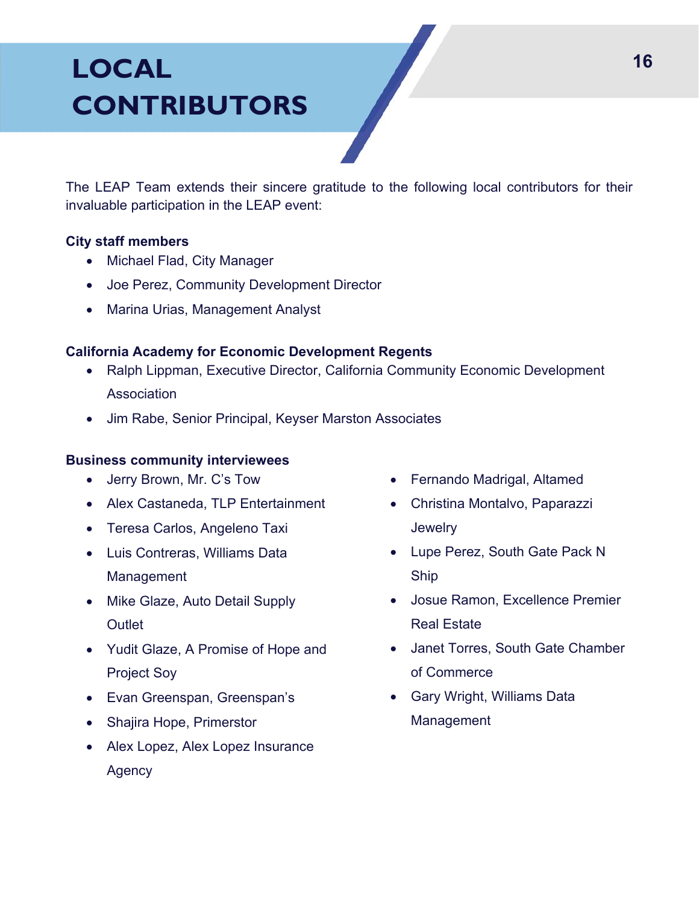# LOCAL CONTRIBUTORS

The LEAP Team extends their sincere gratitude to the following local contributors for their invaluable participation in the LEAP event:

**City staff members**

- Michael Flad, City Manager
- Joe Perez, Community Development Director
- Marina Urias, Management Analyst

**California Academy for Economic Development Regents**

- Ralph Lippman, Executive Director, California Community Economic Development Association
- Jim Rabe, Senior Principal, Keyser Marston Associates

**Business community interviewees**

- Jerry Brown, Mr. C's Tow
- Alex Castaneda, TLP Entertainment
- Teresa Carlos, Angeleno Taxi
- Luis Contreras, Williams Data Management
- Mike Glaze, Auto Detail Supply Outlet
- Yudit Glaze, A Promise of Hope and Project Soy
- Evan Greenspan, Greenspan's
- Shajira Hope, Primerstor
- Alex Lopez, Alex Lopez Insurance Agency
- Fernando Madrigal, Altamed
- Christina Montalvo, Paparazzi Jewelry
- Lupe Perez, South Gate Pack N Ship
- Josue Ramon, Excellence Premier Real Estate
- Janet Torres, South Gate Chamber of Commerce
- Gary Wright, Williams Data Management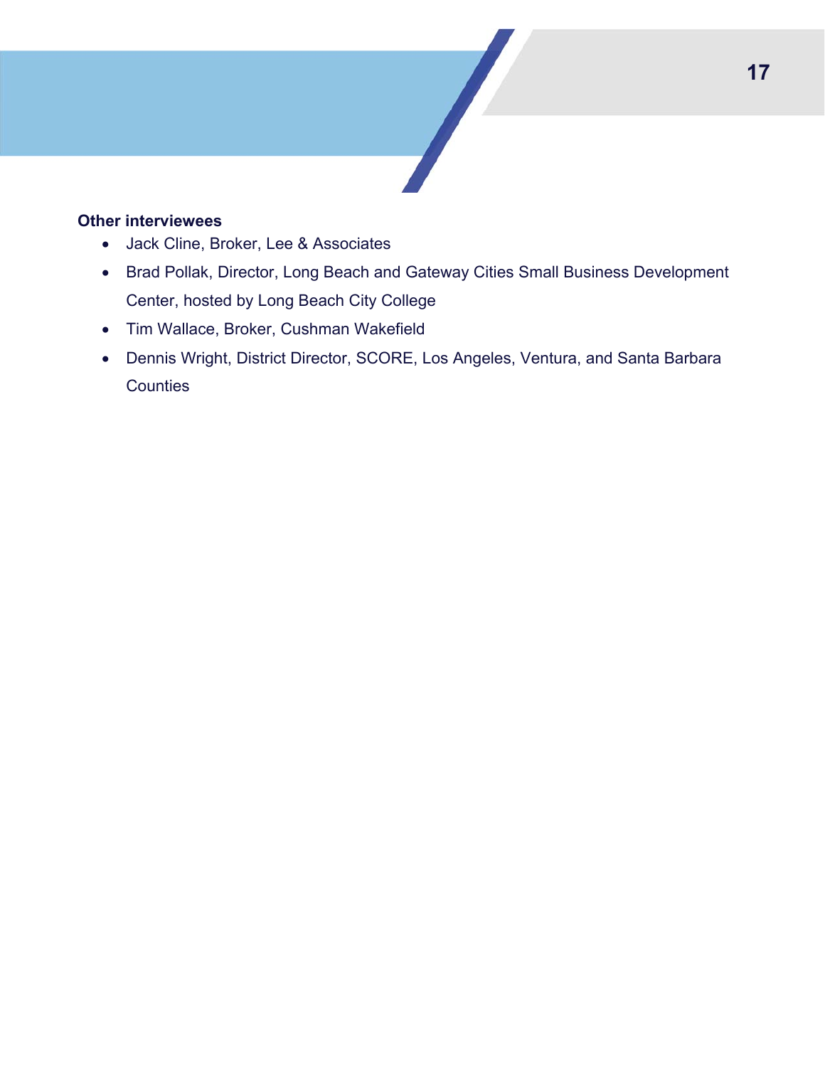**Other interviewees**

- Jack Cline, Broker, Lee & Associates
- Brad Pollak, Director, Long Beach and Gateway Cities Small Business Development Center, hosted by Long Beach City College
- Tim Wallace, Broker, Cushman Wakefield
- Dennis Wright, District Director, SCORE, Los Angeles, Ventura, and Santa Barbara Counties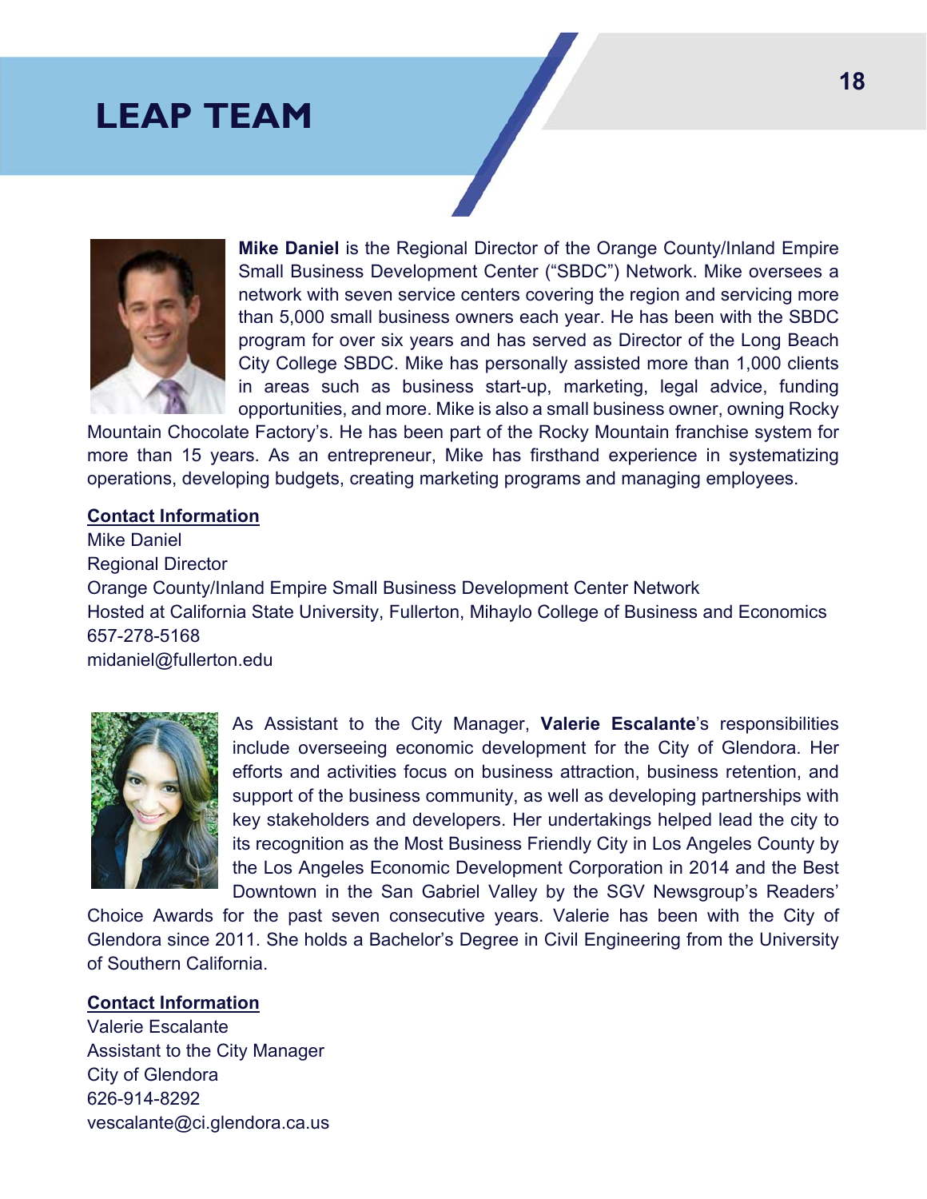# LEAP TEAM

**Mike Daniel** is the Regional Director of the Orange County/Inland Empire Small Business Development Center ("SBDC") Network. Mike oversees a network with seven service centers covering the region and servicing more than 5,000 small business owners each year. He has been with the SBDC program for over six years and has served as Director of the Long Beach City College SBDC. Mike has personally assisted more than 1,000 clients in areas such as business start-up, marketing, legal advice, funding opportunities, and more. Mike is also a small business owner, owning Rocky Mountain Chocolate Factory's. He has been part of the Rocky Mountain franchise system for more than 15 years. As an entrepreneur, Mike has firsthand experience in systematizing operations, developing budgets, creating marketing programs and managing employees.

**Contact Information**

Mike Daniel
Regional Director
Orange County/Inland Empire Small Business Development Center Network
Hosted at California State University, Fullerton, Mihaylo College of Business and Economics
657-278-5168
midaniel@fullerton.edu

As Assistant to the City Manager, **Valerie Escalante**'s responsibilities include overseeing economic development for the City of Glendora. Her efforts and activities focus on business attraction, business retention, and support of the business community, as well as developing partnerships with key stakeholders and developers. Her undertakings helped lead the city to its recognition as the Most Business Friendly City in Los Angeles County by the Los Angeles Economic Development Corporation in 2014 and the Best Downtown in the San Gabriel Valley by the SGV Newsgroup's Readers' Choice Awards for the past seven consecutive years. Valerie has been with the City of Glendora since 2011. She holds a Bachelor's Degree in Civil Engineering from the University of Southern California.

**Contact Information**

Valerie Escalante
Assistant to the City Manager
City of Glendora
626-914-8292
vescalante@ci.glendora.ca.us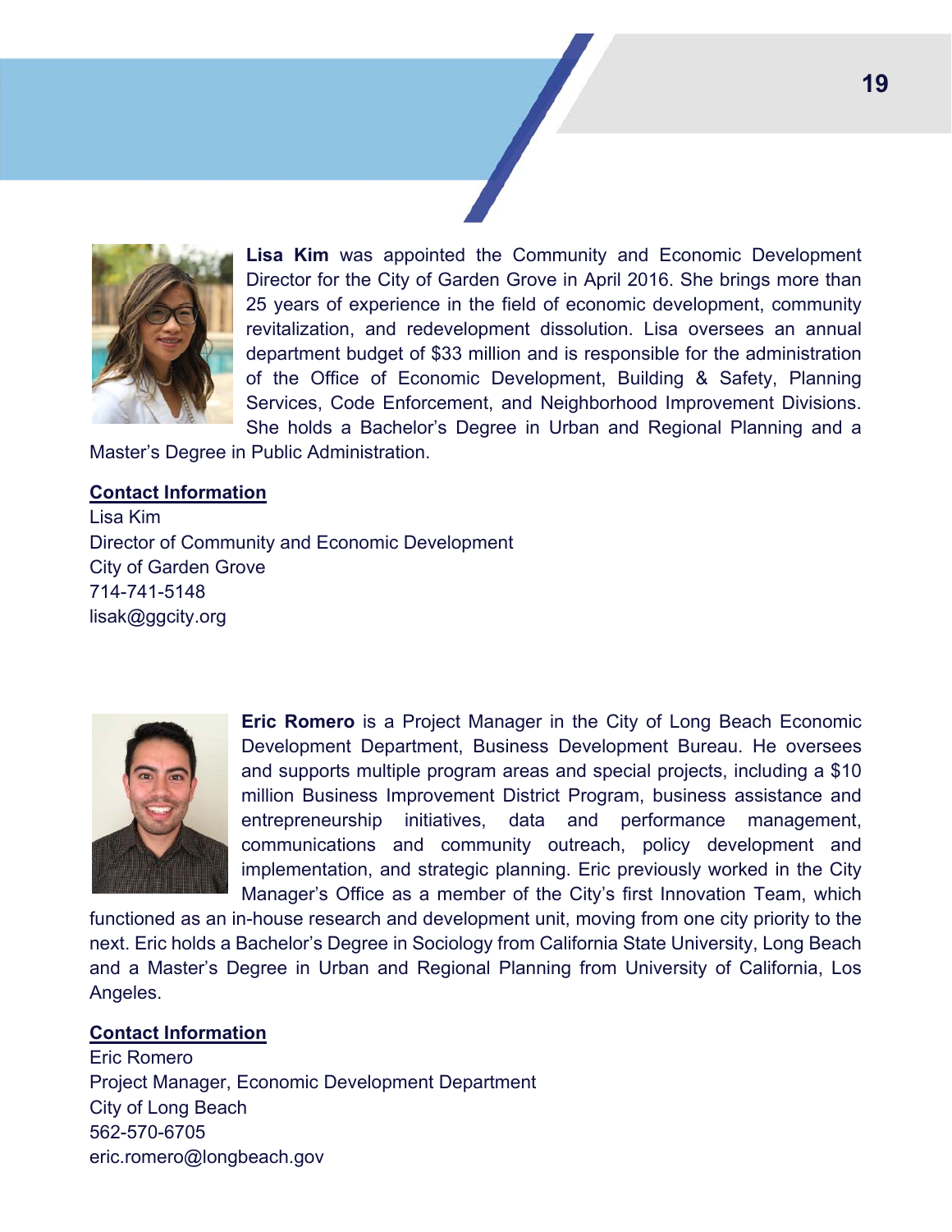**Lisa Kim** was appointed the Community and Economic Development Director for the City of Garden Grove in April 2016. She brings more than 25 years of experience in the field of economic development, community revitalization, and redevelopment dissolution. Lisa oversees an annual department budget of $33 million and is responsible for the administration of the Office of Economic Development, Building & Safety, Planning Services, Code Enforcement, and Neighborhood Improvement Divisions. She holds a Bachelor's Degree in Urban and Regional Planning and a Master's Degree in Public Administration.

**Contact Information**

Lisa Kim
Director of Community and Economic Development
City of Garden Grove
714-741-5148
lisak@ggcity.org

**Eric Romero** is a Project Manager in the City of Long Beach Economic Development Department, Business Development Bureau. He oversees and supports multiple program areas and special projects, including a $10 million Business Improvement District Program, business assistance and entrepreneurship initiatives, data and performance management, communications and community outreach, policy development and implementation, and strategic planning. Eric previously worked in the City Manager's Office as a member of the City's first Innovation Team, which functioned as an in-house research and development unit, moving from one city priority to the next. Eric holds a Bachelor's Degree in Sociology from California State University, Long Beach and a Master's Degree in Urban and Regional Planning from University of California, Los Angeles.

**Contact Information**

Eric Romero
Project Manager, Economic Development Department
City of Long Beach
562-570-6705
eric.romero@longbeach.gov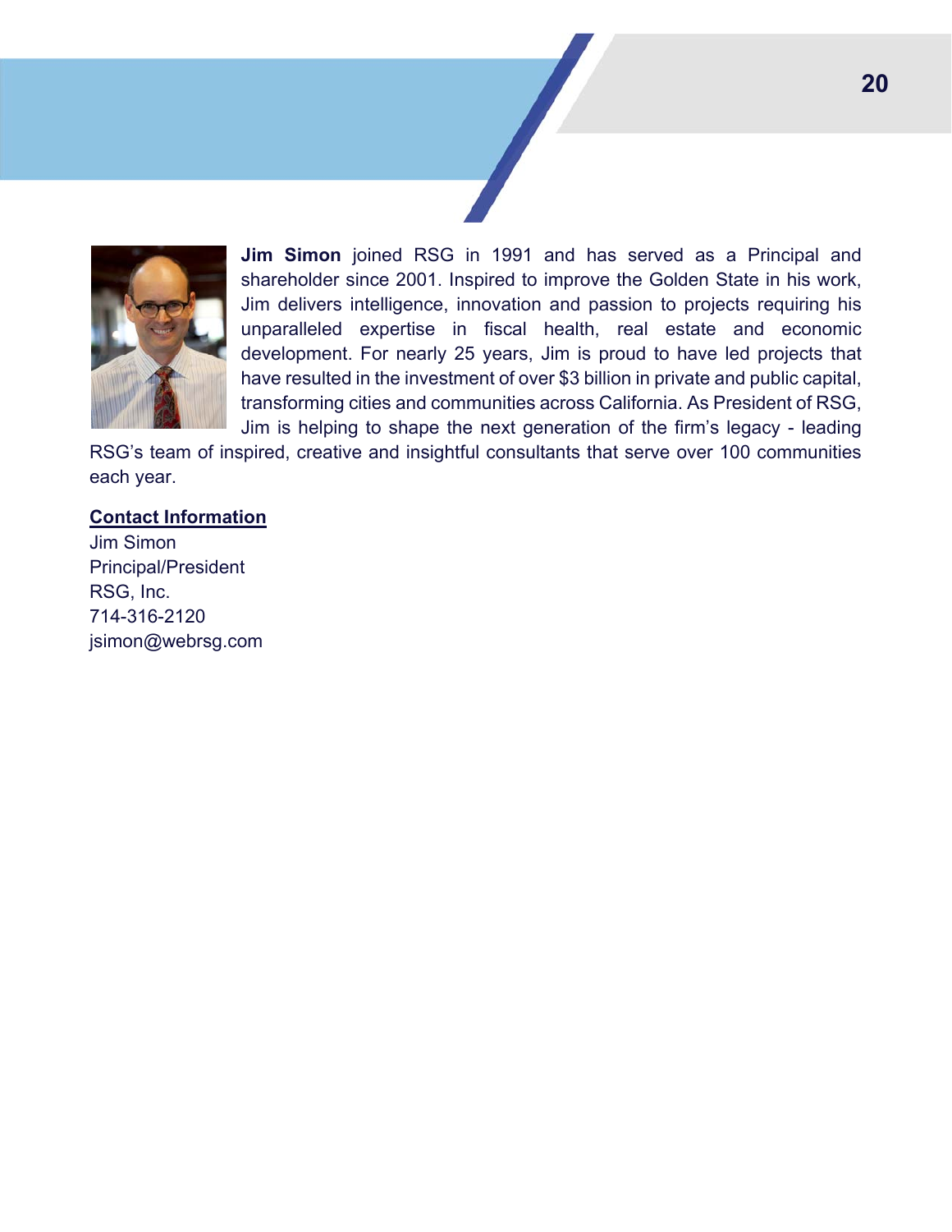**Jim Simon** joined RSG in 1991 and has served as a Principal and shareholder since 2001. Inspired to improve the Golden State in his work, Jim delivers intelligence, innovation and passion to projects requiring his unparalleled expertise in fiscal health, real estate and economic development. For nearly 25 years, Jim is proud to have led projects that have resulted in the investment of over $3 billion in private and public capital, transforming cities and communities across California. As President of RSG, Jim is helping to shape the next generation of the firm's legacy - leading RSG's team of inspired, creative and insightful consultants that serve over 100 communities each year.

**Contact Information**

Jim Simon
Principal/President
RSG, Inc.
714-316-2120
jsimon@webrsg.com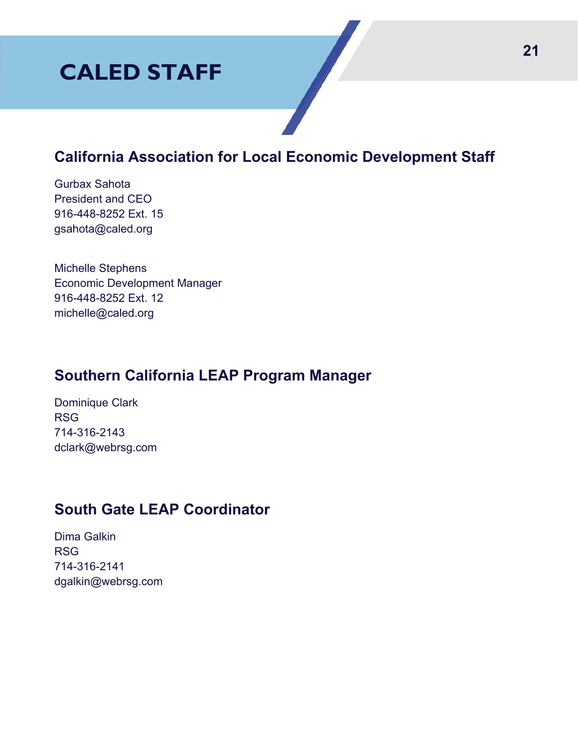# CALED STAFF

## California Association for Local Economic Development Staff

Gurbax Sahota
President and CEO
916-448-8252 Ext. 15
gsahota@caled.org

Michelle Stephens
Economic Development Manager
916-448-8252 Ext. 12
michelle@caled.org

## Southern California LEAP Program Manager

Dominique Clark
RSG
714-316-2143
dclark@webrsg.com

## South Gate LEAP Coordinator

Dima Galkin
RSG
714-316-2141
dgalkin@webrsg.com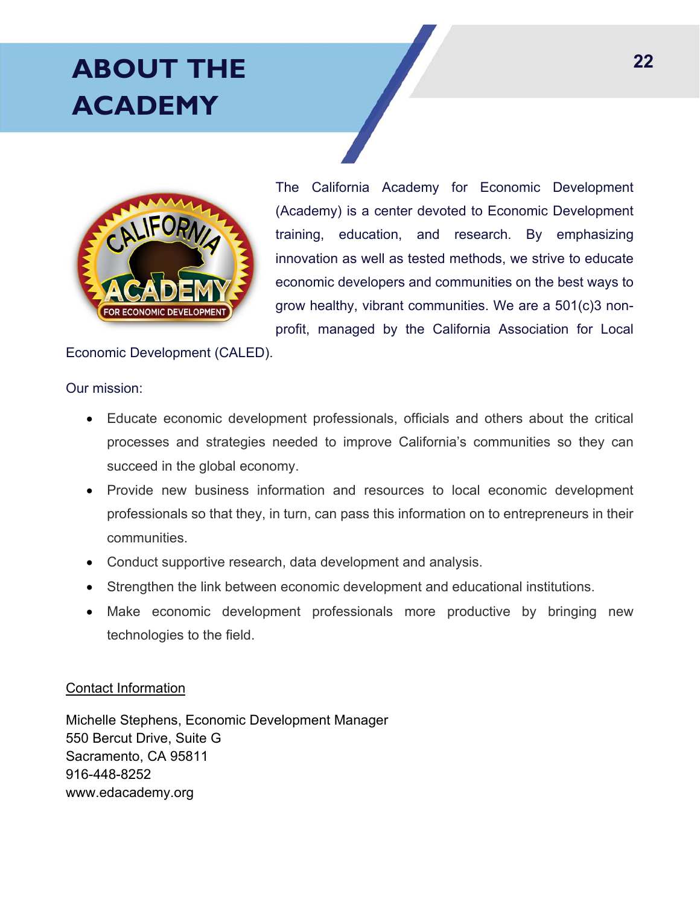# ABOUT THE ACADEMY

The California Academy for Economic Development (Academy) is a center devoted to Economic Development training, education, and research. By emphasizing innovation as well as tested methods, we strive to educate economic developers and communities on the best ways to grow healthy, vibrant communities. We are a 501(c)3 non-profit, managed by the California Association for Local Economic Development (CALED).

Our mission:

- Educate economic development professionals, officials and others about the critical processes and strategies needed to improve California's communities so they can succeed in the global economy.
- Provide new business information and resources to local economic development professionals so that they, in turn, can pass this information on to entrepreneurs in their communities.
- Conduct supportive research, data development and analysis.
- Strengthen the link between economic development and educational institutions.
- Make economic development professionals more productive by bringing new technologies to the field.

<u>Contact Information</u>

Michelle Stephens, Economic Development Manager
550 Bercut Drive, Suite G
Sacramento, CA 95811
916-448-8252
www.edacademy.org